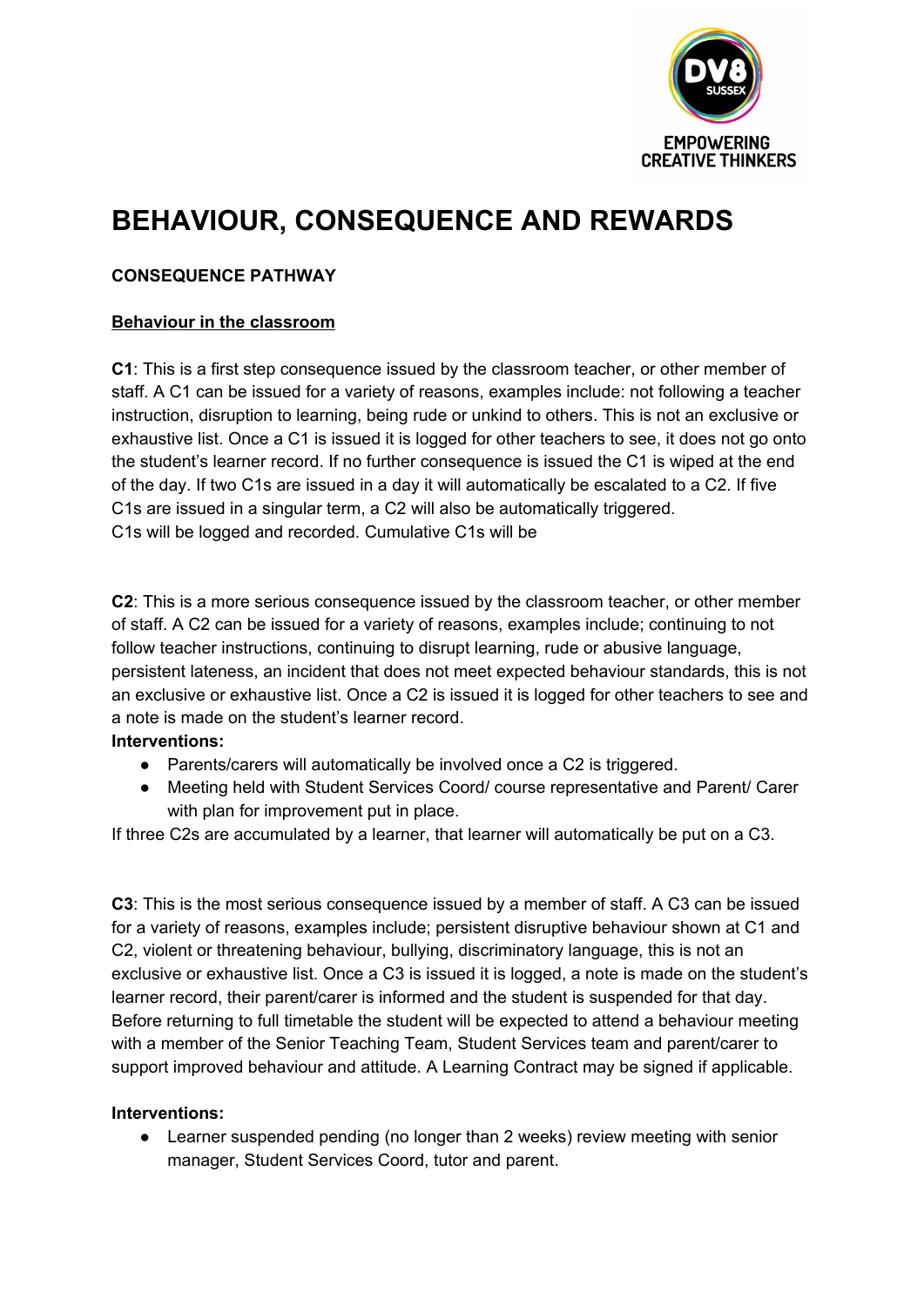# BEHAVIOUR, CONSEQUENCE AND REWARDS

**CONSEQUENCE PATHWAY**

**Behaviour in the classroom**

**C1**: This is a first step consequence issued by the classroom teacher, or other member of staff. A C1 can be issued for a variety of reasons, examples include: not following a teacher instruction, disruption to learning, being rude or unkind to others. This is not an exclusive or exhaustive list. Once a C1 is issued it is logged for other teachers to see, it does not go onto the student's learner record. If no further consequence is issued the C1 is wiped at the end of the day. If two C1s are issued in a day it will automatically be escalated to a C2. If five C1s are issued in a singular term, a C2 will also be automatically triggered.
C1s will be logged and recorded. Cumulative C1s will be

**C2**: This is a more serious consequence issued by the classroom teacher, or other member of staff. A C2 can be issued for a variety of reasons, examples include; continuing to not follow teacher instructions, continuing to disrupt learning, rude or abusive language, persistent lateness, an incident that does not meet expected behaviour standards, this is not an exclusive or exhaustive list. Once a C2 is issued it is logged for other teachers to see and a note is made on the student's learner record.

**Interventions:**

- Parents/carers will automatically be involved once a C2 is triggered.
- Meeting held with Student Services Coord/ course representative and Parent/ Carer with plan for improvement put in place.

If three C2s are accumulated by a learner, that learner will automatically be put on a C3.

**C3**: This is the most serious consequence issued by a member of staff. A C3 can be issued for a variety of reasons, examples include; persistent disruptive behaviour shown at C1 and C2, violent or threatening behaviour, bullying, discriminatory language, this is not an exclusive or exhaustive list. Once a C3 is issued it is logged, a note is made on the student's learner record, their parent/carer is informed and the student is suspended for that day. Before returning to full timetable the student will be expected to attend a behaviour meeting with a member of the Senior Teaching Team, Student Services team and parent/carer to support improved behaviour and attitude. A Learning Contract may be signed if applicable.

**Interventions:**

- Learner suspended pending (no longer than 2 weeks) review meeting with senior manager, Student Services Coord, tutor and parent.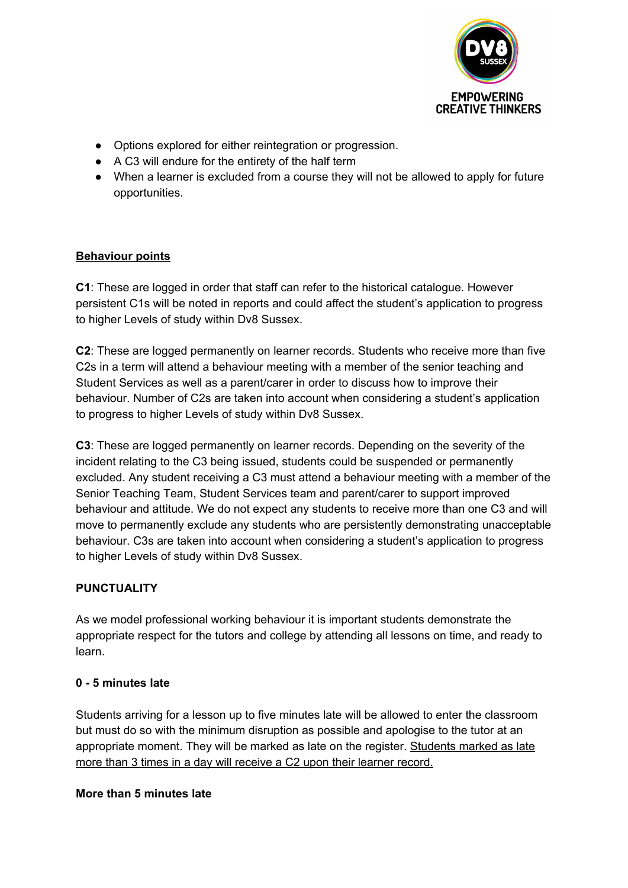- Options explored for either reintegration or progression.
- A C3 will endure for the entirety of the half term
- When a learner is excluded from a course they will not be allowed to apply for future opportunities.

## Behaviour points

**C1**: These are logged in order that staff can refer to the historical catalogue. However persistent C1s will be noted in reports and could affect the student's application to progress to higher Levels of study within Dv8 Sussex.

**C2**: These are logged permanently on learner records. Students who receive more than five C2s in a term will attend a behaviour meeting with a member of the senior teaching and Student Services as well as a parent/carer in order to discuss how to improve their behaviour. Number of C2s are taken into account when considering a student's application to progress to higher Levels of study within Dv8 Sussex.

**C3**: These are logged permanently on learner records. Depending on the severity of the incident relating to the C3 being issued, students could be suspended or permanently excluded. Any student receiving a C3 must attend a behaviour meeting with a member of the Senior Teaching Team, Student Services team and parent/carer to support improved behaviour and attitude. We do not expect any students to receive more than one C3 and will move to permanently exclude any students who are persistently demonstrating unacceptable behaviour. C3s are taken into account when considering a student's application to progress to higher Levels of study within Dv8 Sussex.

## PUNCTUALITY

As we model professional working behaviour it is important students demonstrate the appropriate respect for the tutors and college by attending all lessons on time, and ready to learn.

### 0 - 5 minutes late

Students arriving for a lesson up to five minutes late will be allowed to enter the classroom but must do so with the minimum disruption as possible and apologise to the tutor at an appropriate moment. They will be marked as late on the register. Students marked as late more than 3 times in a day will receive a C2 upon their learner record.

### More than 5 minutes late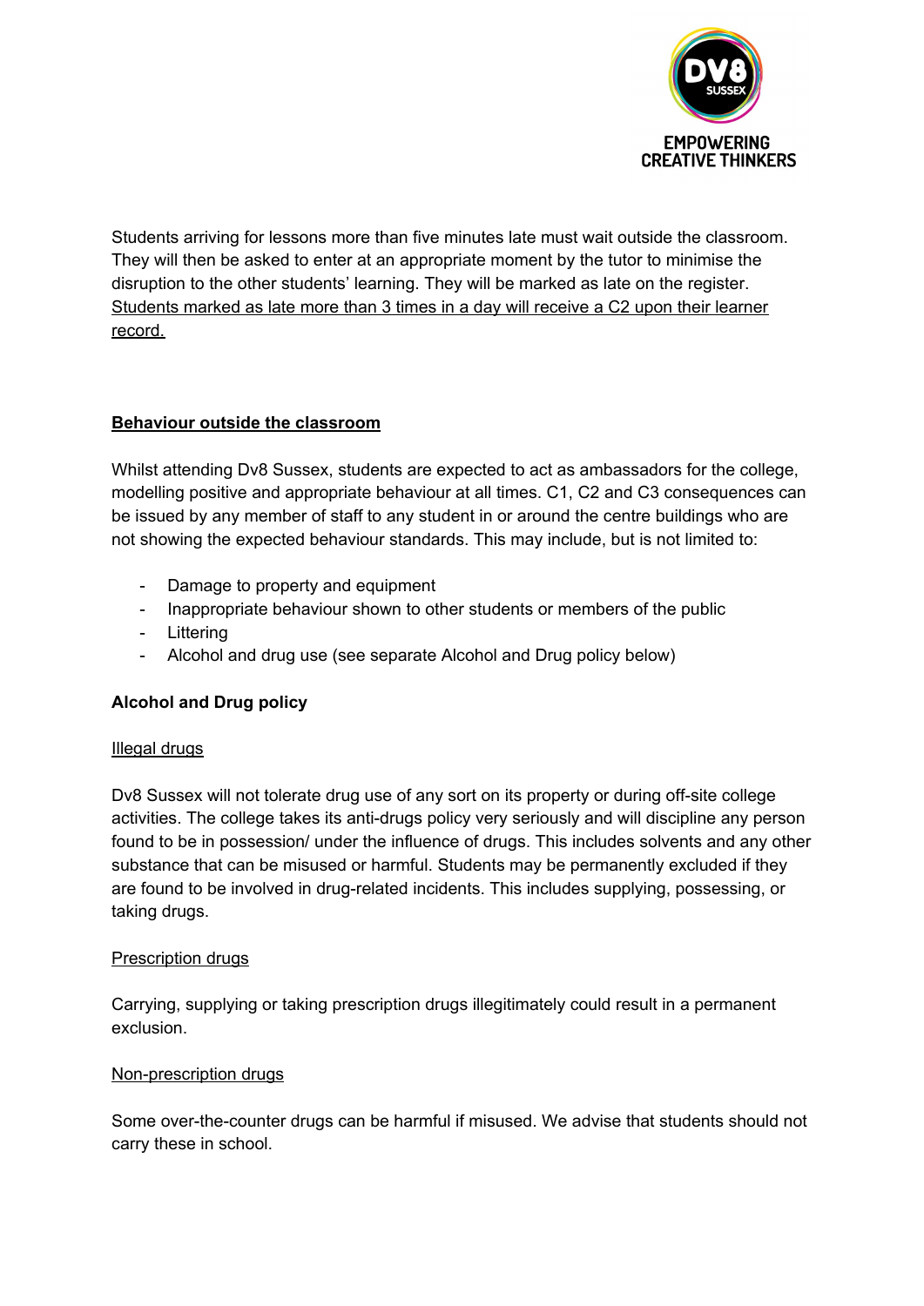Students arriving for lessons more than five minutes late must wait outside the classroom. They will then be asked to enter at an appropriate moment by the tutor to minimise the disruption to the other students' learning. They will be marked as late on the register. <u>Students marked as late more than 3 times in a day will receive a C2 upon their learner record.</u>

## <u>Behaviour outside the classroom</u>

Whilst attending Dv8 Sussex, students are expected to act as ambassadors for the college, modelling positive and appropriate behaviour at all times. C1, C2 and C3 consequences can be issued by any member of staff to any student in or around the centre buildings who are not showing the expected behaviour standards. This may include, but is not limited to:

- Damage to property and equipment
- Inappropriate behaviour shown to other students or members of the public
- Littering
- Alcohol and drug use (see separate Alcohol and Drug policy below)

### Alcohol and Drug policy

<u>Illegal drugs</u>

Dv8 Sussex will not tolerate drug use of any sort on its property or during off-site college activities. The college takes its anti-drugs policy very seriously and will discipline any person found to be in possession/ under the influence of drugs. This includes solvents and any other substance that can be misused or harmful. Students may be permanently excluded if they are found to be involved in drug-related incidents. This includes supplying, possessing, or taking drugs.

<u>Prescription drugs</u>

Carrying, supplying or taking prescription drugs illegitimately could result in a permanent exclusion.

<u>Non-prescription drugs</u>

Some over-the-counter drugs can be harmful if misused. We advise that students should not carry these in school.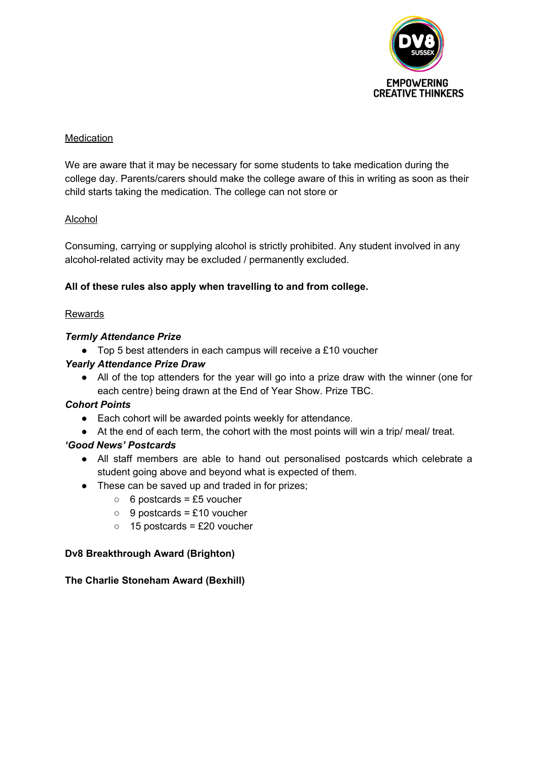Medication

We are aware that it may be necessary for some students to take medication during the college day. Parents/carers should make the college aware of this in writing as soon as their child starts taking the medication. The college can not store or

Alcohol

Consuming, carrying or supplying alcohol is strictly prohibited. Any student involved in any alcohol-related activity may be excluded / permanently excluded.

**All of these rules also apply when travelling to and from college.**

Rewards

***Termly Attendance Prize***

- Top 5 best attenders in each campus will receive a £10 voucher

***Yearly Attendance Prize Draw***

- All of the top attenders for the year will go into a prize draw with the winner (one for each centre) being drawn at the End of Year Show. Prize TBC.

***Cohort Points***

- Each cohort will be awarded points weekly for attendance.
- At the end of each term, the cohort with the most points will win a trip/ meal/ treat.

***'Good News' Postcards***

- All staff members are able to hand out personalised postcards which celebrate a student going above and beyond what is expected of them.
- These can be saved up and traded in for prizes;
  - 6 postcards = £5 voucher
  - 9 postcards = £10 voucher
  - 15 postcards = £20 voucher

**Dv8 Breakthrough Award (Brighton)**

**The Charlie Stoneham Award (Bexhill)**